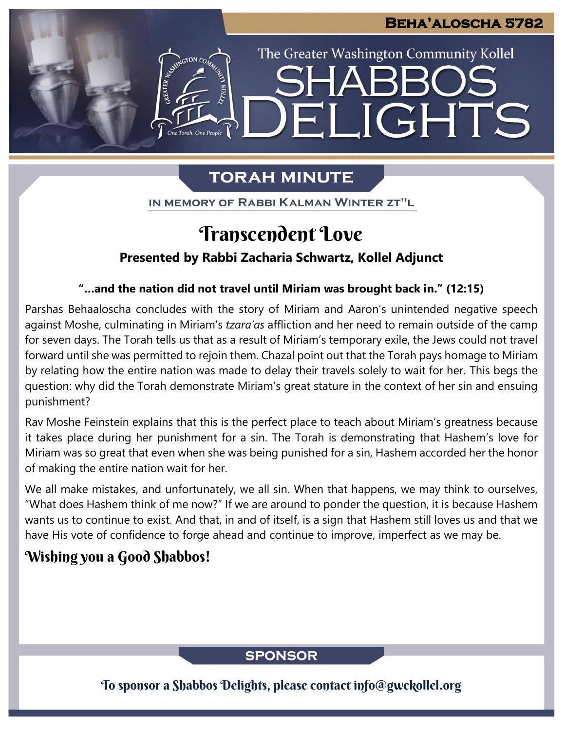**Beha'aloscha 5782**

The Greater Washington Community Kollel

# Shabbos Delights

## Torah Minute

In memory of Rabbi Kalman Winter zt"l

# Transcendent Love

**Presented by Rabbi Zacharia Schwartz, Kollel Adjunct**

**"…and the nation did not travel until Miriam was brought back in." (12:15)**

Parshas Behaaloscha concludes with the story of Miriam and Aaron's unintended negative speech against Moshe, culminating in Miriam's *tzara'as* affliction and her need to remain outside of the camp for seven days. The Torah tells us that as a result of Miriam's temporary exile, the Jews could not travel forward until she was permitted to rejoin them. Chazal point out that the Torah pays homage to Miriam by relating how the entire nation was made to delay their travels solely to wait for her. This begs the question: why did the Torah demonstrate Miriam's great stature in the context of her sin and ensuing punishment?

Rav Moshe Feinstein explains that this is the perfect place to teach about Miriam's greatness because it takes place during her punishment for a sin. The Torah is demonstrating that Hashem's love for Miriam was so great that even when she was being punished for a sin, Hashem accorded her the honor of making the entire nation wait for her.

We all make mistakes, and unfortunately, we all sin. When that happens, we may think to ourselves, "What does Hashem think of me now?" If we are around to ponder the question, it is because Hashem wants us to continue to exist. And that, in and of itself, is a sign that Hashem still loves us and that we have His vote of confidence to forge ahead and continue to improve, imperfect as we may be.

**Wishing you a Good Shabbos!**

## Sponsor

To sponsor a Shabbos Delights, please contact info@gwckollel.org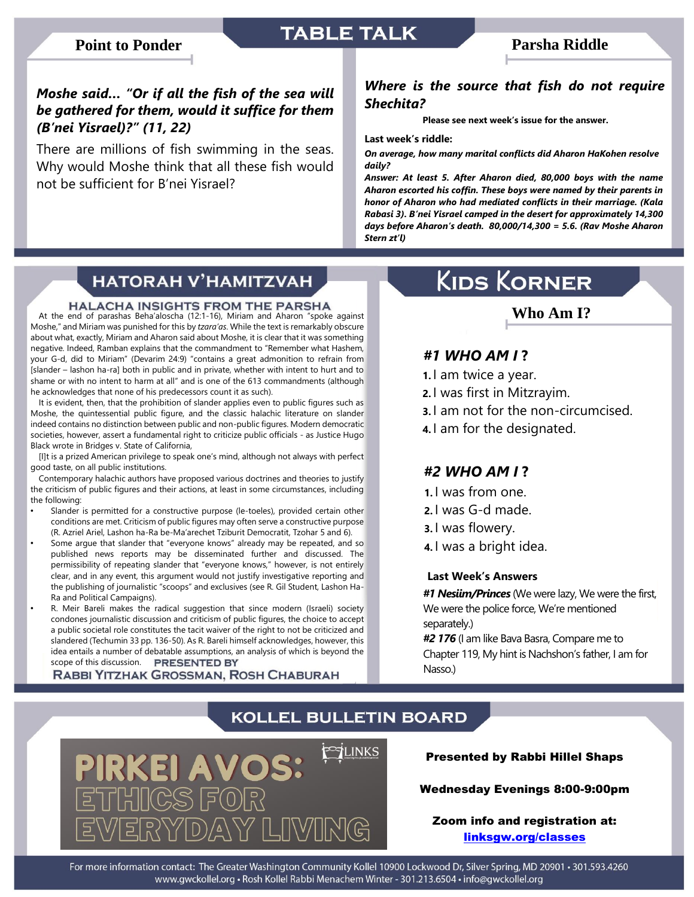# TABLE TALK

## Point to Ponder

***Moshe said… "Or if all the fish of the sea will be gathered for them, would it suffice for them (B'nei Yisrael)?" (11, 22)***

There are millions of fish swimming in the seas. Why would Moshe think that all these fish would not be sufficient for B'nei Yisrael?

## Parsha Riddle

***Where is the source that fish do not require Shechita?***

**Please see next week's issue for the answer.**

**Last week's riddle:**

***On average, how many marital conflicts did Aharon HaKohen resolve daily?***

***Answer: At least 5. After Aharon died, 80,000 boys with the name Aharon escorted his coffin. These boys were named by their parents in honor of Aharon who had mediated conflicts in their marriage. (Kala Rabasi 3). B'nei Yisrael camped in the desert for approximately 14,300 days before Aharon's death. 80,000/14,300 = 5.6. (Rav Moshe Aharon Stern zt'l)***

# HATORAH V'HAMITZVAH

## HALACHA INSIGHTS FROM THE PARSHA

At the end of parashas Beha'aloscha (12:1-16), Miriam and Aharon "spoke against Moshe," and Miriam was punished for this by *tzara'as*. While the text is remarkably obscure about what, exactly, Miriam and Aharon said about Moshe, it is clear that it was something negative. Indeed, Ramban explains that the commandment to "Remember what Hashem, your G-d, did to Miriam" (Devarim 24:9) "contains a great admonition to refrain from [slander – lashon ha-ra] both in public and in private, whether with intent to hurt and to shame or with no intent to harm at all" and is one of the 613 commandments (although he acknowledges that none of his predecessors count it as such).

It is evident, then, that the prohibition of slander applies even to public figures such as Moshe, the quintessential public figure, and the classic halachic literature on slander indeed contains no distinction between public and non-public figures. Modern democratic societies, however, assert a fundamental right to criticize public officials - as Justice Hugo Black wrote in Bridges v. State of California,

[I]t is a prized American privilege to speak one's mind, although not always with perfect good taste, on all public institutions.

Contemporary halachic authors have proposed various doctrines and theories to justify the criticism of public figures and their actions, at least in some circumstances, including the following:

- Slander is permitted for a constructive purpose (le-toeles), provided certain other conditions are met. Criticism of public figures may often serve a constructive purpose (R. Azriel Ariel, Lashon ha-Ra be-Ma'arechet Tziburit Democratit, Tzohar 5 and 6).
- Some argue that slander that "everyone knows" already may be repeated, and so published news reports may be disseminated further and discussed. The permissibility of repeating slander that "everyone knows," however, is not entirely clear, and in any event, this argument would not justify investigative reporting and the publishing of journalistic "scoops" and exclusives (see R. Gil Student, Lashon Ha-Ra and Political Campaigns).
- R. Meir Bareli makes the radical suggestion that since modern (Israeli) society condones journalistic discussion and criticism of public figures, the choice to accept a public societal role constitutes the tacit waiver of the right to not be criticized and slandered (Techumin 33 pp. 136-50). As R. Bareli himself acknowledges, however, this idea entails a number of debatable assumptions, an analysis of which is beyond the scope of this discussion.

**PRESENTED BY**
**RABBI YITZHAK GROSSMAN, ROSH CHABURAH**

# KIDS KORNER

## Who Am I?

### #1 WHO AM I ?

1. I am twice a year.
2. I was first in Mitzrayim.
3. I am not for the non-circumcised.
4. I am for the designated.

### #2 WHO AM I ?

1. I was from one.
2. I was G-d made.
3. I was flowery.
4. I was a bright idea.

**Last Week's Answers**

***#1 Nesiim/Princes*** (We were lazy, We were the first, We were the police force, We're mentioned separately.)

***#2 176*** (I am like Bava Basra, Compare me to Chapter 119, My hint is Nachshon's father, I am for Nasso.)

# KOLLEL BULLETIN BOARD

PIRKEI AVOS: ETHICS FOR EVERYDAY LIVING

LINKS

**Presented by Rabbi Hillel Shaps**

**Wednesday Evenings 8:00-9:00pm**

**Zoom info and registration at:**
**linksgw.org/classes**

For more information contact: The Greater Washington Community Kollel 10900 Lockwood Dr, Silver Spring, MD 20901 • 301.593.4260
www.gwckollel.org • Rosh Kollel Rabbi Menachem Winter - 301.213.6504 • info@gwckollel.org